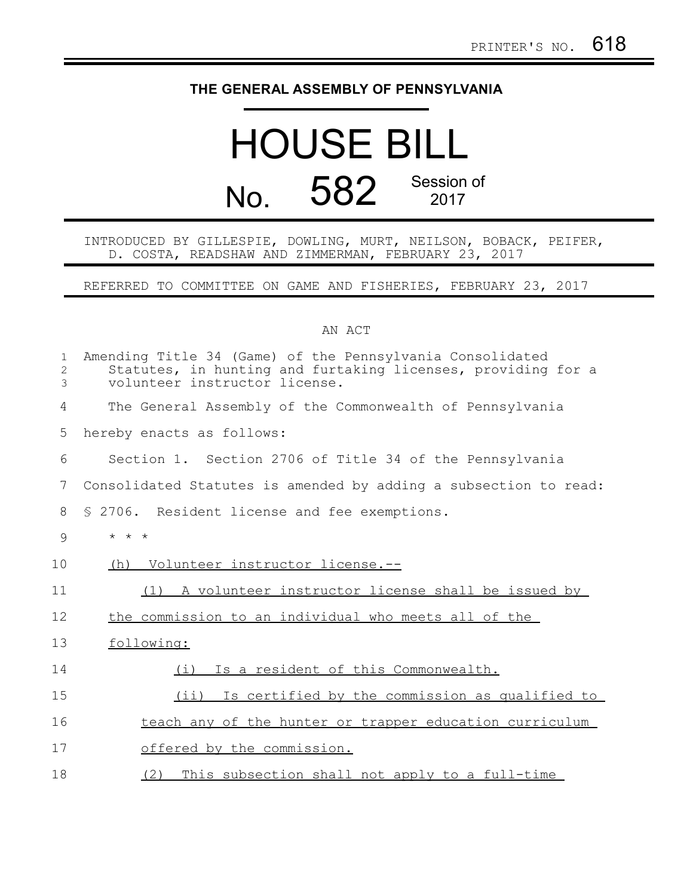PRINTER'S NO. 618

# THE GENERAL ASSEMBLY OF PENNSYLVANIA

# HOUSE BILL

## No. 582 Session of 2017

INTRODUCED BY GILLESPIE, DOWLING, MURT, NEILSON, BOBACK, PEIFER, D. COSTA, READSHAW AND ZIMMERMAN, FEBRUARY 23, 2017

REFERRED TO COMMITTEE ON GAME AND FISHERIES, FEBRUARY 23, 2017

AN ACT

Amending Title 34 (Game) of the Pennsylvania Consolidated Statutes, in hunting and furtaking licenses, providing for a volunteer instructor license.

The General Assembly of the Commonwealth of Pennsylvania hereby enacts as follows:

Section 1. Section 2706 of Title 34 of the Pennsylvania Consolidated Statutes is amended by adding a subsection to read:

§ 2706. Resident license and fee exemptions.

* * *

(h) Volunteer instructor license.--

(1) A volunteer instructor license shall be issued by the commission to an individual who meets all of the following:

(i) Is a resident of this Commonwealth.

(ii) Is certified by the commission as qualified to teach any of the hunter or trapper education curriculum offered by the commission.

(2) This subsection shall not apply to a full-time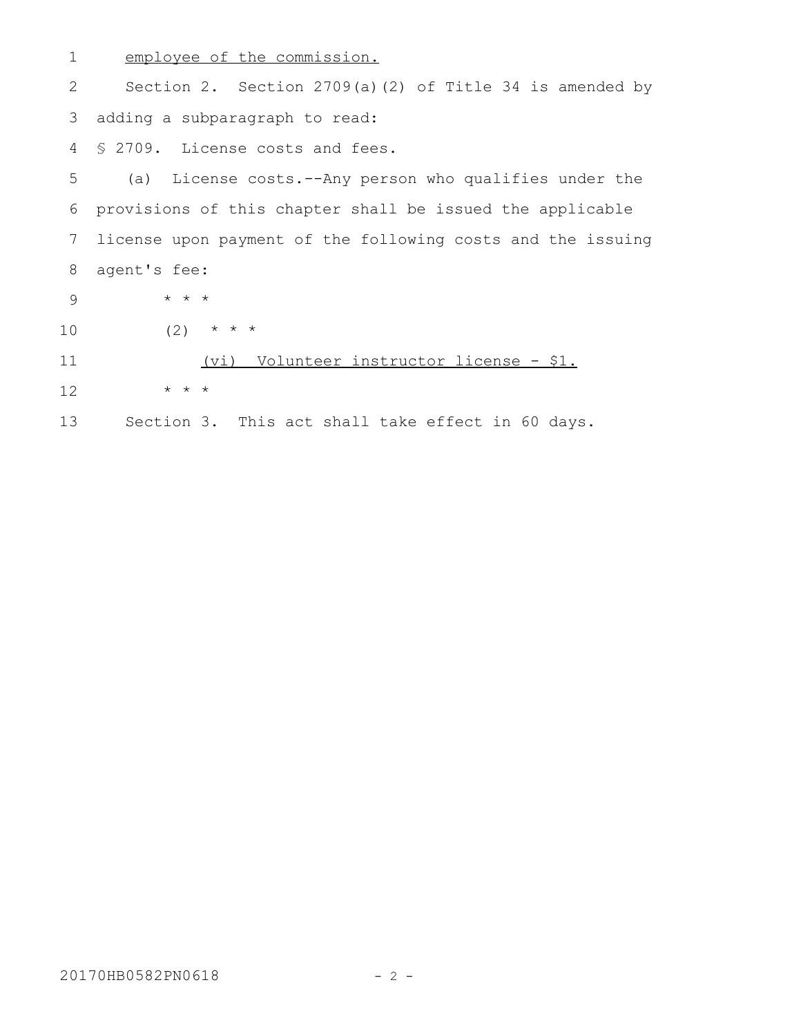employee of the commission.

Section 2. Section 2709(a)(2) of Title 34 is amended by adding a subparagraph to read:

§ 2709. License costs and fees.

(a) License costs.--Any person who qualifies under the provisions of this chapter shall be issued the applicable license upon payment of the following costs and the issuing agent's fee:

* * *

(2) * * *

(vi) Volunteer instructor license - $1.

* * *

Section 3. This act shall take effect in 60 days.